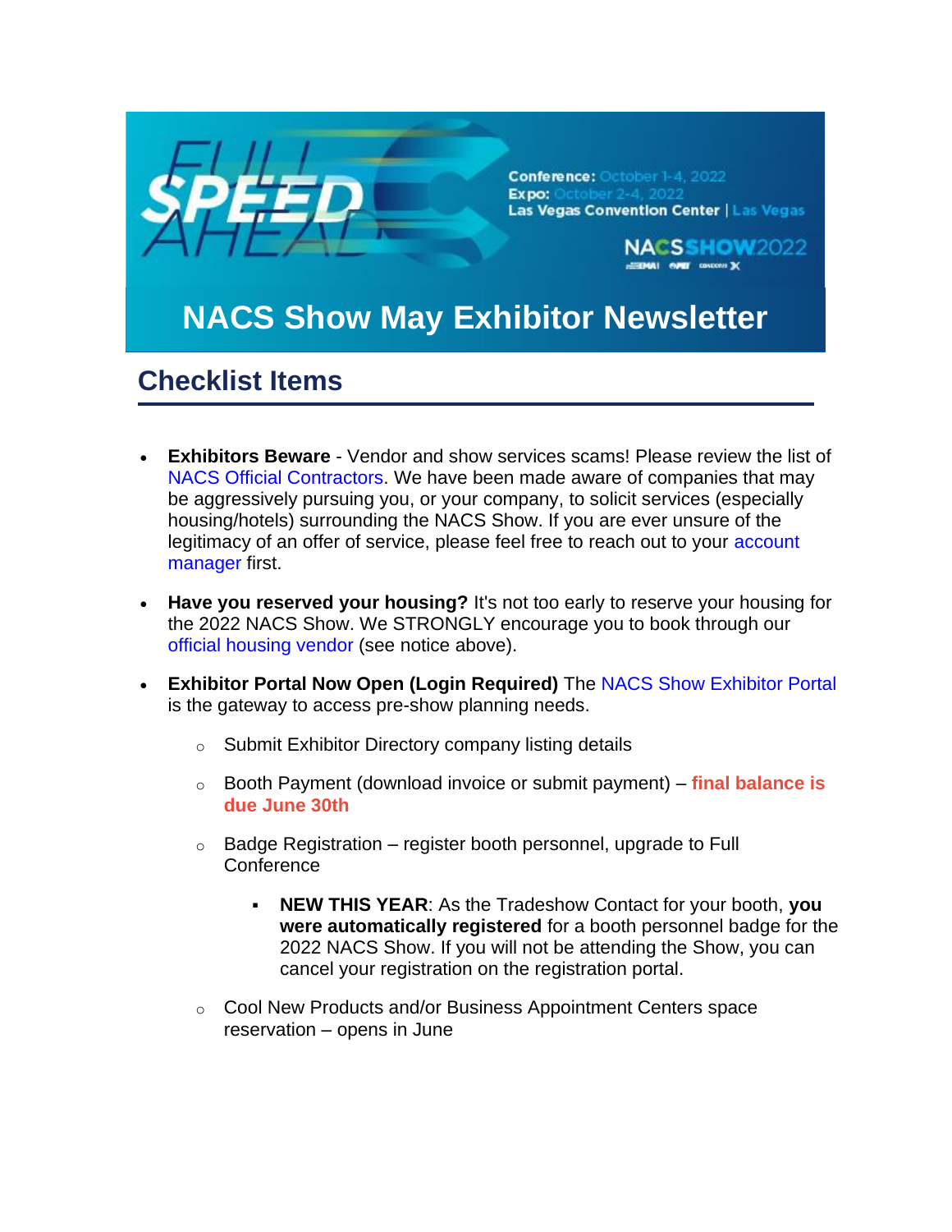Conference: October 1-4, 2022
Expo: October 2-4, 2022
Las Vegas Convention Center | Las Vegas

NACS SHOW 2022

# NACS Show May Exhibitor Newsletter

## Checklist Items

- **Exhibitors Beware** - Vendor and show services scams! Please review the list of NACS Official Contractors. We have been made aware of companies that may be aggressively pursuing you, or your company, to solicit services (especially housing/hotels) surrounding the NACS Show. If you are ever unsure of the legitimacy of an offer of service, please feel free to reach out to your account manager first.
- **Have you reserved your housing?** It's not too early to reserve your housing for the 2022 NACS Show. We STRONGLY encourage you to book through our official housing vendor (see notice above).
- **Exhibitor Portal Now Open (Login Required)** The NACS Show Exhibitor Portal is the gateway to access pre-show planning needs.
  - Submit Exhibitor Directory company listing details
  - Booth Payment (download invoice or submit payment) – **final balance is due June 30th**
  - Badge Registration – register booth personnel, upgrade to Full Conference
    - **NEW THIS YEAR**: As the Tradeshow Contact for your booth, **you were automatically registered** for a booth personnel badge for the 2022 NACS Show. If you will not be attending the Show, you can cancel your registration on the registration portal.
  - Cool New Products and/or Business Appointment Centers space reservation – opens in June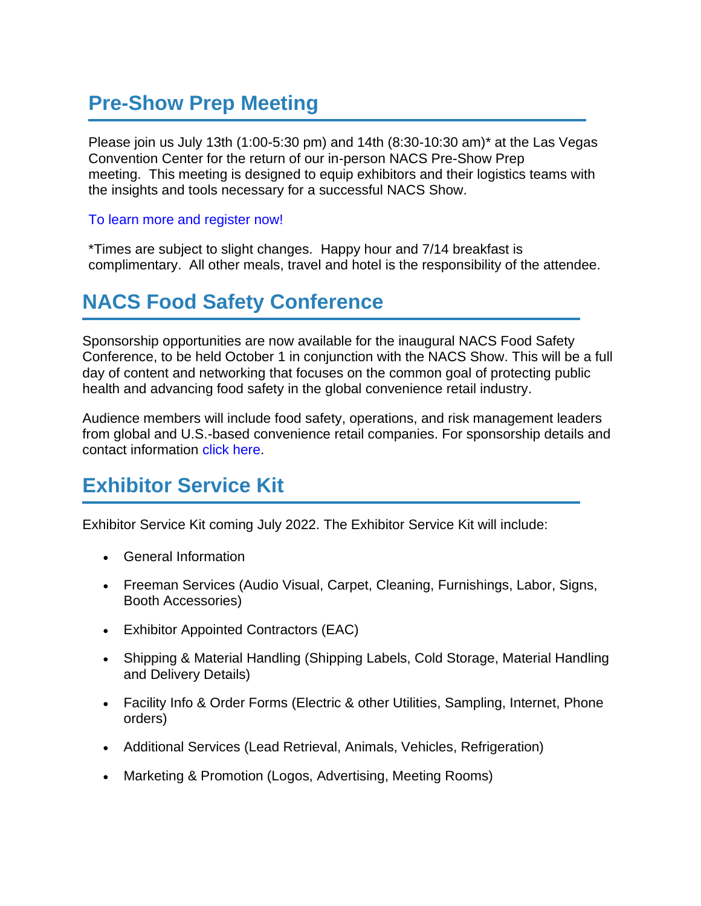## Pre-Show Prep Meeting

Please join us July 13th (1:00-5:30 pm) and 14th (8:30-10:30 am)* at the Las Vegas Convention Center for the return of our in-person NACS Pre-Show Prep meeting. This meeting is designed to equip exhibitors and their logistics teams with the insights and tools necessary for a successful NACS Show.

To learn more and register now!

*Times are subject to slight changes. Happy hour and 7/14 breakfast is complimentary. All other meals, travel and hotel is the responsibility of the attendee.

## NACS Food Safety Conference

Sponsorship opportunities are now available for the inaugural NACS Food Safety Conference, to be held October 1 in conjunction with the NACS Show. This will be a full day of content and networking that focuses on the common goal of protecting public health and advancing food safety in the global convenience retail industry.

Audience members will include food safety, operations, and risk management leaders from global and U.S.-based convenience retail companies. For sponsorship details and contact information click here.

## Exhibitor Service Kit

Exhibitor Service Kit coming July 2022. The Exhibitor Service Kit will include:

- General Information
- Freeman Services (Audio Visual, Carpet, Cleaning, Furnishings, Labor, Signs, Booth Accessories)
- Exhibitor Appointed Contractors (EAC)
- Shipping & Material Handling (Shipping Labels, Cold Storage, Material Handling and Delivery Details)
- Facility Info & Order Forms (Electric & other Utilities, Sampling, Internet, Phone orders)
- Additional Services (Lead Retrieval, Animals, Vehicles, Refrigeration)
- Marketing & Promotion (Logos, Advertising, Meeting Rooms)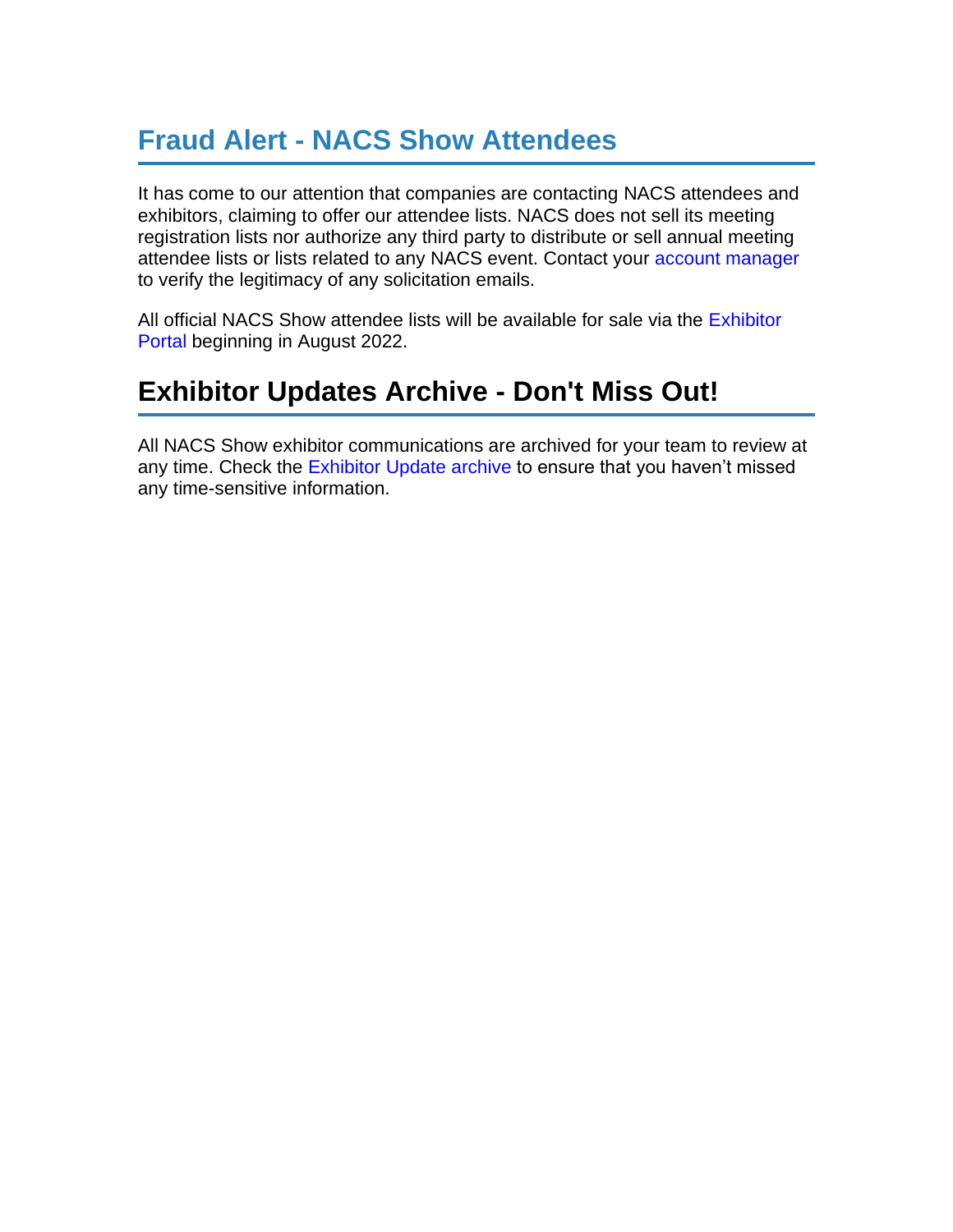## Fraud Alert - NACS Show Attendees

It has come to our attention that companies are contacting NACS attendees and exhibitors, claiming to offer our attendee lists. NACS does not sell its meeting registration lists nor authorize any third party to distribute or sell annual meeting attendee lists or lists related to any NACS event. Contact your account manager to verify the legitimacy of any solicitation emails.

All official NACS Show attendee lists will be available for sale via the Exhibitor Portal beginning in August 2022.

## Exhibitor Updates Archive - Don't Miss Out!

All NACS Show exhibitor communications are archived for your team to review at any time. Check the Exhibitor Update archive to ensure that you haven't missed any time-sensitive information.